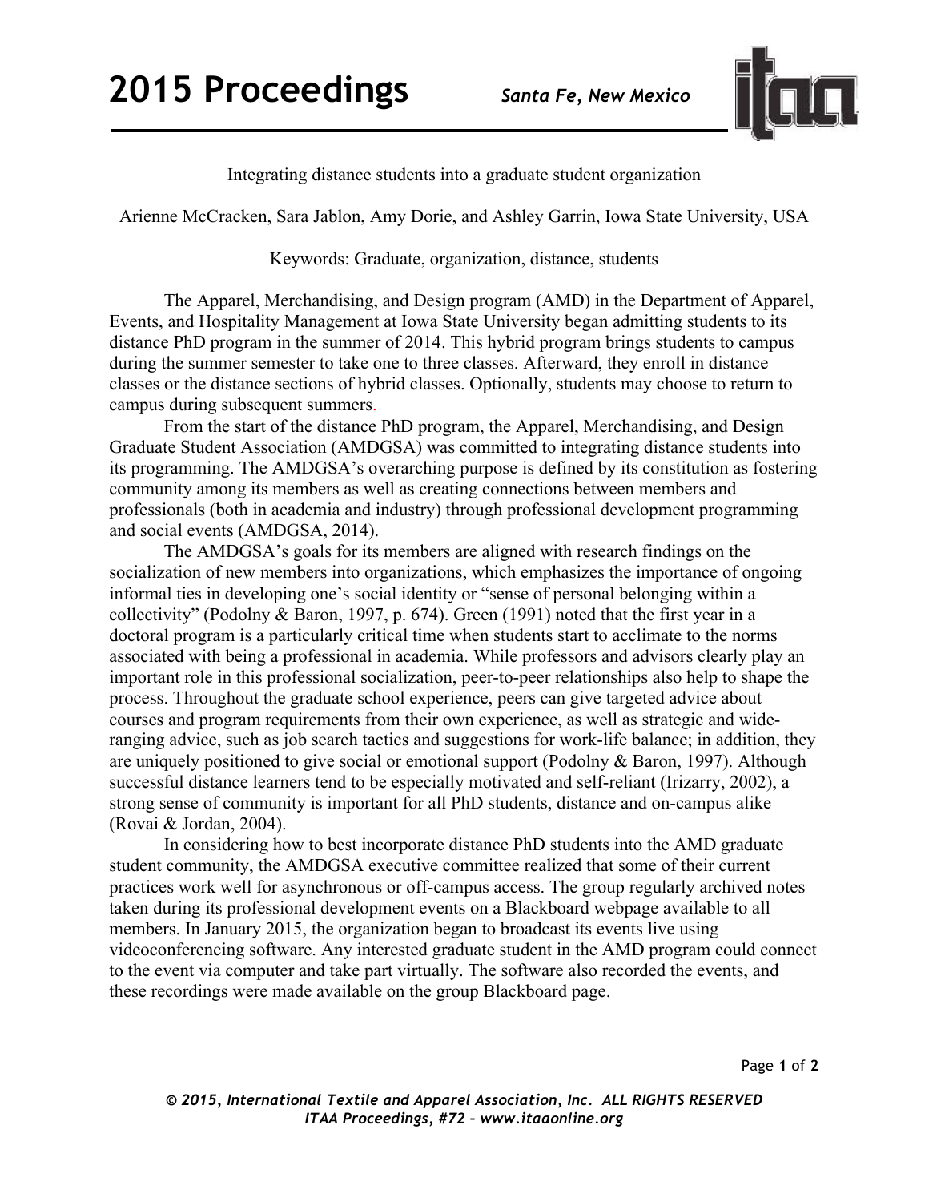# Integrating distance students into a graduate student organization

Arienne McCracken, Sara Jablon, Amy Dorie, and Ashley Garrin, Iowa State University, USA

Keywords: Graduate, organization, distance, students

The Apparel, Merchandising, and Design program (AMD) in the Department of Apparel, Events, and Hospitality Management at Iowa State University began admitting students to its distance PhD program in the summer of 2014. This hybrid program brings students to campus during the summer semester to take one to three classes. Afterward, they enroll in distance classes or the distance sections of hybrid classes. Optionally, students may choose to return to campus during subsequent summers.

From the start of the distance PhD program, the Apparel, Merchandising, and Design Graduate Student Association (AMDGSA) was committed to integrating distance students into its programming. The AMDGSA's overarching purpose is defined by its constitution as fostering community among its members as well as creating connections between members and professionals (both in academia and industry) through professional development programming and social events (AMDGSA, 2014).

The AMDGSA's goals for its members are aligned with research findings on the socialization of new members into organizations, which emphasizes the importance of ongoing informal ties in developing one's social identity or "sense of personal belonging within a collectivity" (Podolny & Baron, 1997, p. 674). Green (1991) noted that the first year in a doctoral program is a particularly critical time when students start to acclimate to the norms associated with being a professional in academia. While professors and advisors clearly play an important role in this professional socialization, peer-to-peer relationships also help to shape the process. Throughout the graduate school experience, peers can give targeted advice about courses and program requirements from their own experience, as well as strategic and wide-ranging advice, such as job search tactics and suggestions for work-life balance; in addition, they are uniquely positioned to give social or emotional support (Podolny & Baron, 1997). Although successful distance learners tend to be especially motivated and self-reliant (Irizarry, 2002), a strong sense of community is important for all PhD students, distance and on-campus alike (Rovai & Jordan, 2004).

In considering how to best incorporate distance PhD students into the AMD graduate student community, the AMDGSA executive committee realized that some of their current practices work well for asynchronous or off-campus access. The group regularly archived notes taken during its professional development events on a Blackboard webpage available to all members. In January 2015, the organization began to broadcast its events live using videoconferencing software. Any interested graduate student in the AMD program could connect to the event via computer and take part virtually. The software also recorded the events, and these recordings were made available on the group Blackboard page.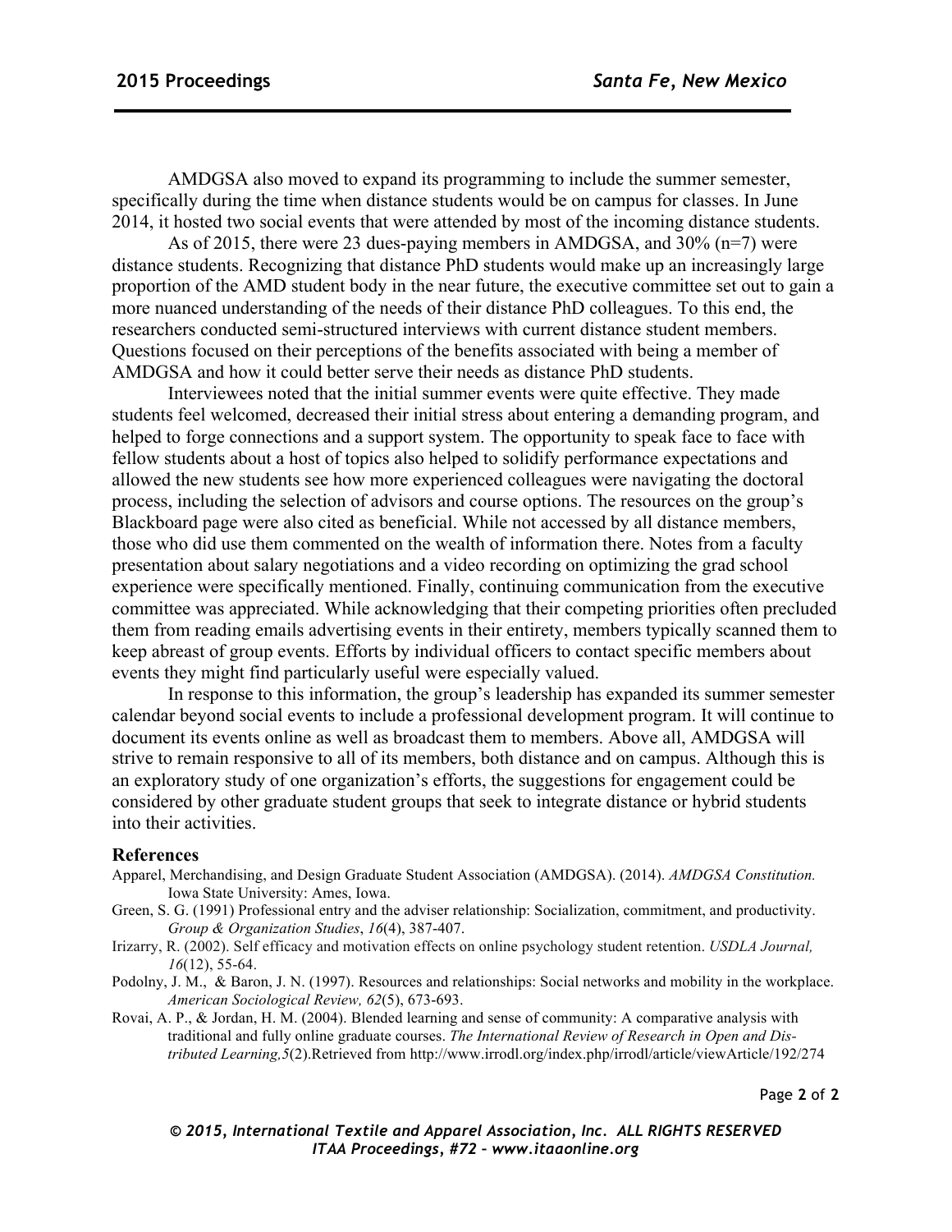AMDGSA also moved to expand its programming to include the summer semester, specifically during the time when distance students would be on campus for classes. In June 2014, it hosted two social events that were attended by most of the incoming distance students.

As of 2015, there were 23 dues-paying members in AMDGSA, and 30% (n=7) were distance students. Recognizing that distance PhD students would make up an increasingly large proportion of the AMD student body in the near future, the executive committee set out to gain a more nuanced understanding of the needs of their distance PhD colleagues. To this end, the researchers conducted semi-structured interviews with current distance student members. Questions focused on their perceptions of the benefits associated with being a member of AMDGSA and how it could better serve their needs as distance PhD students.

Interviewees noted that the initial summer events were quite effective. They made students feel welcomed, decreased their initial stress about entering a demanding program, and helped to forge connections and a support system. The opportunity to speak face to face with fellow students about a host of topics also helped to solidify performance expectations and allowed the new students see how more experienced colleagues were navigating the doctoral process, including the selection of advisors and course options. The resources on the group's Blackboard page were also cited as beneficial. While not accessed by all distance members, those who did use them commented on the wealth of information there. Notes from a faculty presentation about salary negotiations and a video recording on optimizing the grad school experience were specifically mentioned. Finally, continuing communication from the executive committee was appreciated. While acknowledging that their competing priorities often precluded them from reading emails advertising events in their entirety, members typically scanned them to keep abreast of group events. Efforts by individual officers to contact specific members about events they might find particularly useful were especially valued.

In response to this information, the group's leadership has expanded its summer semester calendar beyond social events to include a professional development program. It will continue to document its events online as well as broadcast them to members. Above all, AMDGSA will strive to remain responsive to all of its members, both distance and on campus. Although this is an exploratory study of one organization's efforts, the suggestions for engagement could be considered by other graduate student groups that seek to integrate distance or hybrid students into their activities.

## References

Apparel, Merchandising, and Design Graduate Student Association (AMDGSA). (2014). *AMDGSA Constitution.* Iowa State University: Ames, Iowa.

Green, S. G. (1991) Professional entry and the adviser relationship: Socialization, commitment, and productivity. *Group & Organization Studies*, *16*(4), 387-407.

Irizarry, R. (2002). Self efficacy and motivation effects on online psychology student retention. *USDLA Journal, 16*(12), 55-64.

Podolny, J. M., & Baron, J. N. (1997). Resources and relationships: Social networks and mobility in the workplace. *American Sociological Review, 62*(5), 673-693.

Rovai, A. P., & Jordan, H. M. (2004). Blended learning and sense of community: A comparative analysis with traditional and fully online graduate courses. *The International Review of Research in Open and Distributed Learning,5*(2).Retrieved from http://www.irrodl.org/index.php/irrodl/article/viewArticle/192/274